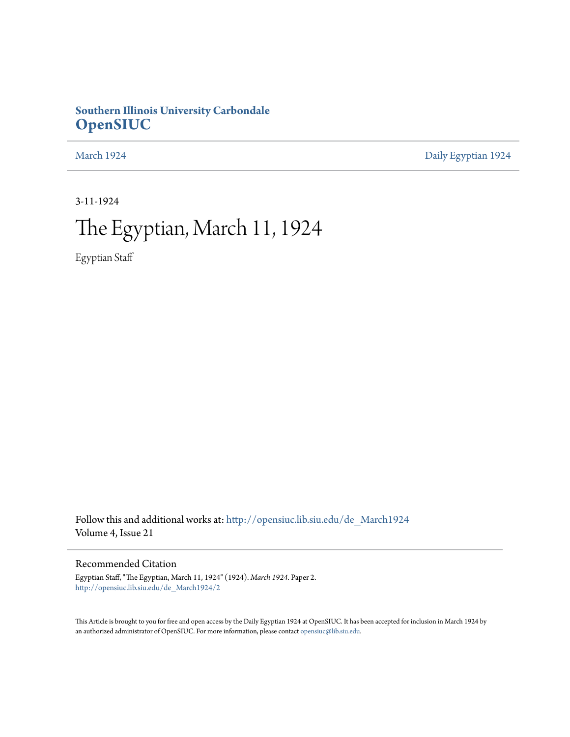**Southern Illinois University Carbondale**
**OpenSIUC**

March 1924 | Daily Egyptian 1924

3-11-1924

# The Egyptian, March 11, 1924

Egyptian Staff

Follow this and additional works at: http://opensiuc.lib.siu.edu/de_March1924
Volume 4, Issue 21

## Recommended Citation

Egyptian Staff, "The Egyptian, March 11, 1924" (1924). *March 1924.* Paper 2.
http://opensiuc.lib.siu.edu/de_March1924/2

This Article is brought to you for free and open access by the Daily Egyptian 1924 at OpenSIUC. It has been accepted for inclusion in March 1924 by an authorized administrator of OpenSIUC. For more information, please contact opensiuc@lib.siu.edu.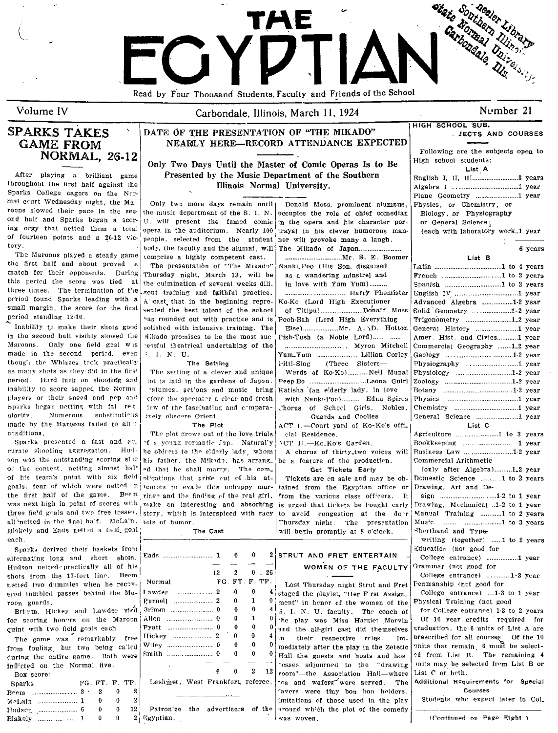# THE EGYPTIAN

Read by Four Thousand Students, Faculty and Friends of the School

Volume IV — Carbondale, Illinois, March 11, 1924 — Number 21

## SPARKS TAKES GAME FROM NORMAL, 26-12

After playing a brilliant game throughout the first half against the Sparks College cagers on the Normal court Wednesday night, the Maroons slowed their pace in the second half and Sparks began a scoring orgy that netted them a total of fourteen points and a 26-12 victory.

The Maroons played a steady game the first half and about proved a match for their opponents. During this period the score was tied at three times. The termination of the period found Sparks leading with a small margin, the score for the first period standing 12-10.

Inability to make their shots good in the second half visibly slowed the Maroons. Only one field goal was made in the second period, even though the Whizzes took practically as many shots as they did in the first period. Hard luck on shooting and inability to score sapped the Normal players of their speed and pep and Sparks began netting with fair regularity. Numerous substitutions made by the Maroons failed to alter conditions.

Sparks presented a fast and accurate shooting aggregation. Hudson was the outstanding scoring star of the contest, netting almost half of his team's point with six field goals, four of which were netted in the first half of the game. Beem was next high in point of scores with three field goals and two free tosses, all netted in the final half. McLain, Blakely and Eads netted a field goal each.

Sparks derived their baskets from alternating long and short shots. Hudson netted practically all of his shots from the 17-foot line. Beem netted two dummies when he recovered fumbled passes behind the Maroon guards.

Brimm, Hickey and Lawder vied for scoring honors on the Maroon quint with two field goals each.

The game was remarkably free from fouling, but two being called during the entire game. Both were inflicted on the Normal five.

Box score:

| Sparks | FG. | FT. | F. | TP. |
|---|---|---|---|---|
| Beem | 3 | 2 | 0 | 8 |
| McLain | 1 | 0 | 0 | 2 |
| Hudson | 6 | 0 | 0 | 12 |
| Blakely | 1 | 0 | 0 | 2 |
| Eads | 1 | 0 | 0 | 2 |
| | 12 | 2 | 0 | 26 |

| Normal | FG. | FT. | F. | TP. |
|---|---|---|---|---|
| Lawder | 2 | 0 | 0 | 4 |
| Purnell | 2 | 0 | 1 | 0 |
| Brimm | 0 | 0 | 0 | 4 |
| Allen | 0 | 0 | 1 | 0 |
| Pyatt | 0 | 0 | 0 | 0 |
| Hickey | 2 | 0 | 0 | 4 |
| Wiley | 0 | 0 | 0 | 0 |
| Smith | 0 | 0 | 0 | 0 |
| | 6 | 0 | 2 | 12 |

Lashmet, West Frankfort, referee.

Patronize the advertisers of the Egyptian.

## DATE OF THE PRESENTATION OF "THE MIKADO" NEARLY HERE—RECORD ATTENDANCE EXPECTED

### Only Two Days Until the Master of Comic Operas Is to Be Presented by the Music Department of the Southern Illinois Normal University.

Only two more days remain until the music department of the S. I. N. U. will present the famed comic opera in the auditorium. Nearly 100 people, selected from the student body, the faculty and the alumni, will comprise a highly competent cast.

The presentation of "The Mikado" Thursday night, March 13, will be the culmination of several weeks diligent training and faithful practice. A cast, that in the beginning represented the best talent of the school has rounded out with practice and is polished with intensive training. The Mikado promises to be the most successful theatrical undertaking of the S. I. N. U.

#### The Setting

The setting of a clever and unique plot is laid in the gardens of Japan. Costumes, actions and music bring before the spectator a clear and fresh view of the fascinating and comparatively obscure Orient.

#### The Plot

The plot grows out of the love trials of a young romantic Jap. Naturally he objects to the elderly lady, whom his father, the Mikado, has arranged that he shall marry. The complications that arise out of his attempts to evade this unhappy marriage and the finding of the real girl, make an interesting and absorbing story, which is interspiced with racy bits of humor.

#### The Cast

Donald Moss, prominent alumnus, occupies the role of chief comedian in the opera and his character portrayal in his clever humorous manner will provoke many a laugh.

The Mikado of Japan .......... Mr. S. E. Boomer
Nanki-Poo (His Son, disguised as a wandering minstrel and in love with Yum Yum) .......... Harry Phemister
Ko-Ko (Lord High Executioner of Titipu) .......... Donald Moss
Pooh-Bah (Lord High Everything Else) .......... Mr. A. D. Hotton
Pish-Tush (a Noble Lord) .......... Myron Mitchell
Yum-Yum .......... Lillian Corley
Pitti-Sing (Three Sisters—Wards of Ko-Ko) .......... Nell Munal
Peep Bo .......... Leona Guirl
Katisha (an elderly lady, in love with Nanki-Poo) .......... Edna Spires
Chorus of School Girls, Nobles, Guards and Coolies

ACT I.—Court yard of Ko-Ko's official Residence.
ACT II.—Ko-Ko's Garden.

A chorus of thirty-two voices will be a feature of the production.

#### Get Tickets Early

Tickets are on sale and may be obtained from the Egyptian office or from the various class officers. It is urged that tickets be bought early to avoid congestion at the door Thursday night. The presentation will begin promptly at 8 o'clock.

## STRUT AND FRET ENTERTAIN WOMEN OF THE FACULTY

Last Thursday night Strut and Fret staged the playlet, "Her First Assignment" in honor of the women of the S. I. N. U. faculty. The coach of the play was Miss Harriet Marvin and the all-girl cast did themselves in their respective roles. Immediately after the play in the Zetetic Hall the guests and hosts and hostesses adjourned to the "drawing room"—the Association Hall—where tea and wafers were served. The favors were tiny bon bon holders, imitations of those used in the play around which the plot of the comedy was woven.

## HIGH SCHOOL SUBJECTS AND COURSES

Following are the subjects open to High school students:

**List A**

English I, II, III .......... 3 years
Algebra I .......... 1 year
Plane Geometry .......... 1 year
Physics, or Chemistry, or Biology, or Physiography or General Science (each with laboratory work) .. 1 year

6 years

**List B**

Latin .......... 1 to 4 years
French .......... 1 to 2 years
Spanish .......... 1 to 2 years
English IV .......... 1 year
Advanced Algebra .......... 1-2 year
Solid Geometry .......... 1-2 year
Trigonometry .......... 1-2 year
General History .......... 1 year
Amer. Hist. and Civics .......... 1 year
Commercial Geography .......... 1-2 year
Geology .......... 1-2 year
Physiography .......... 1 year
Physiology .......... 1-2 year
Zoology .......... 1-2 year
Botany .......... 1-2 year
Physics .......... 1 year
Chemistry .......... 1 year
General Science .......... 1 year

**List C**

Agriculture .......... 1 to 3 years
Bookkeeping .......... 1 year
Business Law .......... 1-2 year
Commercial Arithmetic (only after Algebra) .......... 1-2 year
Domestic Science .......... 1 to 3 years
Drawing, Art and Design .......... 1-2 to 1 year
Drawing, Mechanical .. 1-2 to 1 year
Manual Training .......... 1 to 2 years
Music .......... 1 to 3 years
Shorthand and Typewriting (together) ..... 1 to 2 years
Education (not good for College entrance) .......... 1 year
Grammar (not good for College entrance) .......... 1-3 year
Penmanship (not good for College entrance) .... 1-3 to 1 year
Physical Training (not good for College entrance) 1-3 to 2 years

Of 16 year credits required for graduation, the 6 units of List A are prescribed for all courses. Of the 10 units that remain, 6 must be selected from List B. The remaining 4 units may be selected from List B or List C or both.

**Additional Requirements for Special Courses**

Students who expect later in Col-

(Continued on Page Eight)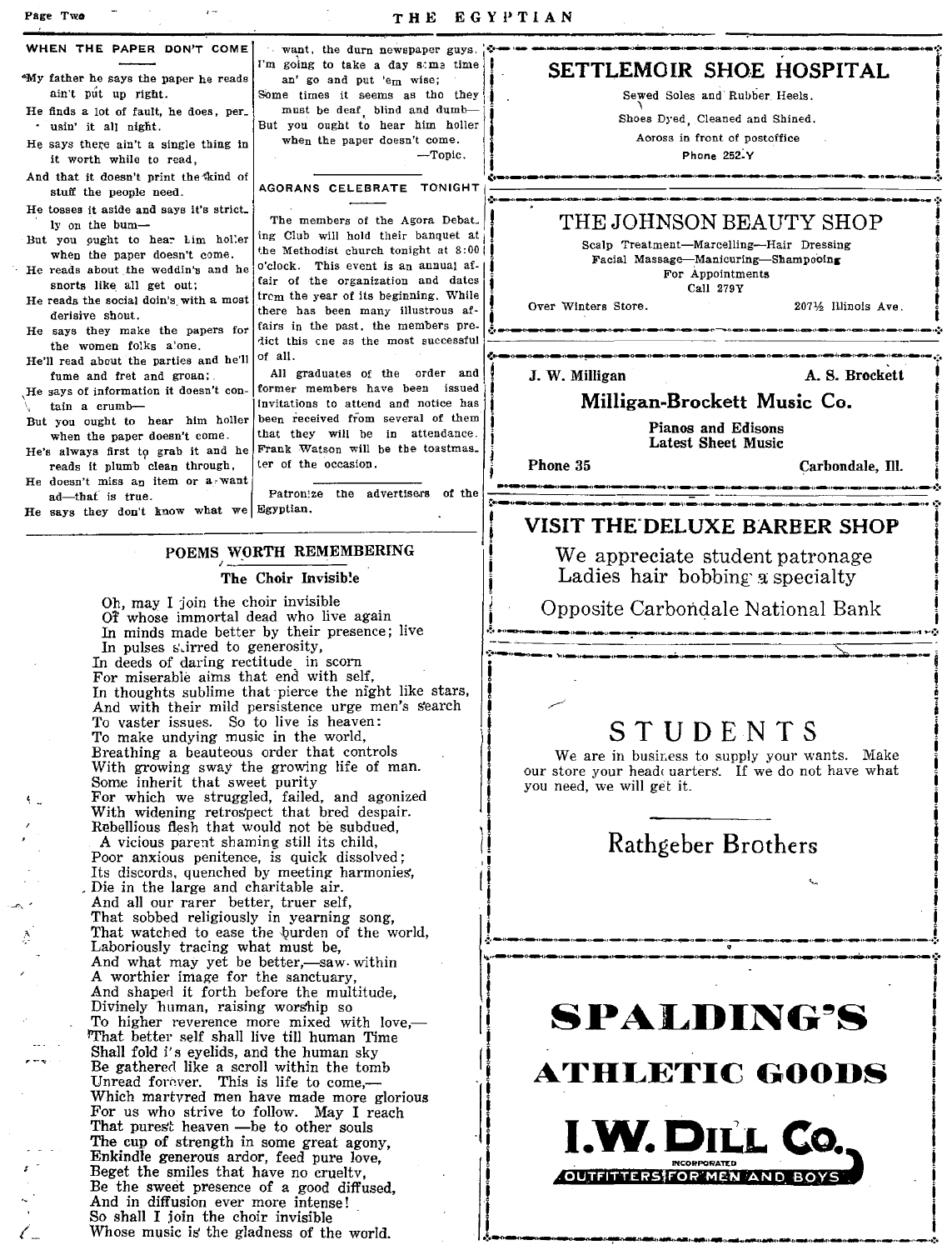## WHEN THE PAPER DON'T COME

My father he says the paper he reads
ain't put up right.
He finds a lot of fault, he does, perusin' it all night.
He says there ain't a single thing in
it worth while to read,
And that it doesn't print the kind of
stuff the people need.
He tosses it aside and says it's strictly on the bum—
But you ought to hear him holler
when the paper doesn't come.
He reads about the weddin's and he
snorts like all get out;
He reads the social doin's with a most
derisive shout.
He says they make the papers for
the women folks alone.
He'll read about the parties and he'll
fume and fret and groan;
He says of information it doesn't contain a crumb—
But you ought to hear him holler
when the paper doesn't come.
He's always first to grab it and he
reads it plumb clean through,
He doesn't miss an item or a want
ad—that is true.
He says they don't know what we
want, the durn newspaper guys.
I'm going to take a day some time
an' go and put 'em wise;
Some times it seems as tho they
must be deaf, blind and dumb—
But you ought to hear him holler
when the paper doesn't come.

—Topic.

## AGORANS CELEBRATE TONIGHT

The members of the Agora Debating Club will hold their banquet at the Methodist church tonight at 8:00 o'clock. This event is an annual affair of the organization and dates from the year of its beginning. While there has been many illustrous affairs in the past, the members predict this one as the most successful of all.

All graduates of the order and former members have been issued invitations to attend and notice has been received from several of them that they will be in attendance. Frank Watson will be the toastmaster of the occasion.

Patronize the advertisers of the Egyptian.

## POEMS WORTH REMEMBERING

### The Choir Invisible

Oh, may I join the choir invisible
Of whose immortal dead who live again
In minds made better by their presence; live
In pulses stirred to generosity,
In deeds of daring rectitude, in scorn
For miserable aims that end with self,
In thoughts sublime that pierce the night like stars,
And with their mild persistence urge men's search
To vaster issues. So to live is heaven:
To make undying music in the world,
Breathing a beauteous order that controls
With growing sway the growing life of man.
Some inherit that sweet purity
For which we struggled, failed, and agonized
With widening retrospect that bred despair.
Rebellious flesh that would not be subdued,
A vicious parent shaming still its child,
Poor anxious penitence, is quick dissolved;
Its discords, quenched by meeting harmonies,
Die in the large and charitable air.
And all our rarer better, truer self,
That sobbed religiously in yearning song,
That watched to ease the burden of the world,
Laboriously tracing what must be,
And what may yet be better,—saw within
A worthier image for the sanctuary,
And shaped it forth before the multitude,
Divinely human, raising worship so
To higher reverence more mixed with love,—
That better self shall live till human Time
Shall fold i's eyelids, and the human sky
Be gathered like a scroll within the tomb
Unread forever. This is life to come,—
Which martyred men have made more glorious
For us who strive to follow. May I reach
That purest heaven —be to other souls
The cup of strength in some great agony,
Enkindle generous ardor, feed pure love,
Beget the smiles that have no cruelty,
Be the sweet presence of a good diffused,
And in diffusion ever more intense!
So shall I join the choir invisible
Whose music is the gladness of the world.

---

**SETTLEMOIR SHOE HOSPITAL**

Sewed Soles and Rubber Heels.
Shoes Dyed, Cleaned and Shined.
Across in front of postoffice
Phone 252-Y

---

**THE JOHNSON BEAUTY SHOP**

Scalp Treatment—Marcelling—Hair Dressing
Facial Massage—Manicuring—Shampooing
For Appointments
Call 279Y

Over Winters Store. 207½ Illinois Ave.

---

J. W. Milligan A. S. Brockett

**Milligan-Brockett Music Co.**

Pianos and Edisons
Latest Sheet Music

Phone 35 Carbondale, Ill.

---

**VISIT THE DELUXE BARBER SHOP**

We appreciate student patronage
Ladies hair bobbing a specialty

Opposite Carbondale National Bank

---

**STUDENTS**

We are in business to supply your wants. Make our store your headquarters. If we do not have what you need, we will get it.

Rathgeber Brothers

---

**SPALDING'S ATHLETIC GOODS**

**I. W. DILL CO.**
INCORPORATED
OUTFITTERS FOR MEN AND BOYS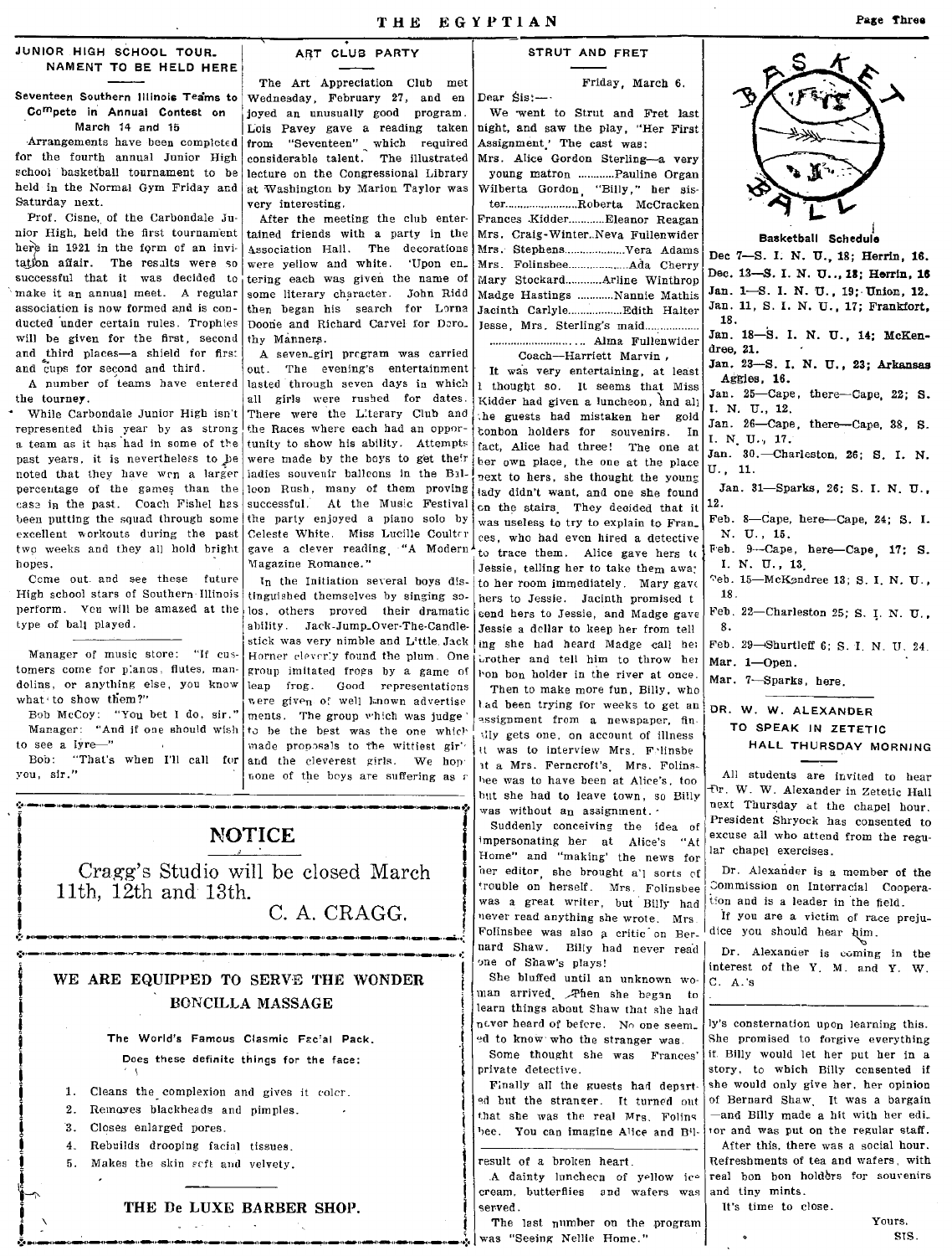## JUNIOR HIGH SCHOOL TOURNAMENT TO BE HELD HERE

### Seventeen Southern Illinois Teams to Compete in Annual Contest on March 14 and 15

Arrangements have been completed for the fourth annual Junior High school basketball tournament to be held in the Normal Gym Friday and Saturday next.

Prof. Cisne, of the Carbondale Junior High, held the first tournament here in 1921 in the form of an invitation affair. The results were so successful that it was decided to make it an annual meet. A regular association is now formed and is conducted under certain rules. Trophies will be given for the first, second and third places—a shield for first and cups for second and third.

A number of teams have entered the tourney.

While Carbondale Junior High isn't represented this year by as strong a team as it has had in some of the past years, it is nevertheless to be noted that they have won a larger percentage of the games than the case in the past. Coach Fishel has been putting the squad through some excellent workouts during the past two weeks and they all hold bright hopes.

Come out and see these future High school stars of Southern Illinois perform. You will be amazed at the type of ball played.

---

Manager of music store: "If customers come for pianos, flutes, mandolins, or anything else, you know what to show them?"

Bob McCoy: "You bet I do, sir."

Manager: "And if one should wish to see a lyre—"

Bob: "That's when I'll call for you, sir."

## ART CLUB PARTY

The Art Appreciation Club met Wednesday, February 27, and enjoyed an unusually good program. Lois Pavey gave a reading taken from "Seventeen" which required considerable talent. The illustrated lecture on the Congressional Library at Washington by Marion Taylor was very interesting.

After the meeting the club entertained friends with a party in the Association Hall. The decorations were yellow and white. Upon entering each was given the name of some literary character. John Ridd then began his search for Lorna Doone and Richard Carvel for Dorothy Manners.

A seven-girl program was carried out. The evening's entertainment lasted through seven days in which all girls were rushed for dates. There were the Literary Club and the Races where each had an opportunity to show his ability. Attempts were made by the boys to get their ladies souvenir balloons in the Balloon Rush, many of them proving successful. At the Music Festival the party enjoyed a piano solo by Celeste White. Miss Lucille Coulter gave a clever reading, "A Modern Magazine Romance."

In the Initiation several boys distinguished themselves by singing solos, others proved their dramatic ability. Jack-Jump-Over-The-Candlestick was very nimble and Little Jack Horner cleverly found the plum. One group imitated frogs by a game of leap frog. Good representations were given of well known advertisements. The group which was judged to be the best was the one which made proposals to the wittiest girls and the cleverest girls. We hope none of the boys are suffering as a result of a broken heart.

A dainty luncheon of yellow ice cream, butterflies and wafers was served.

The last number on the program was "Seeing Nellie Home."

---

## NOTICE

Cragg's Studio will be closed March 11th, 12th and 13th.

C. A. CRAGG.

---

## WE ARE EQUIPPED TO SERVE THE WONDER BONCILLA MASSAGE

**The World's Famous Clasmic Facial Pack.**

Does these definite things for the face:

1. Cleans the complexion and gives it color.
2. Removes blackheads and pimples.
3. Closes enlarged pores.
4. Rebuilds drooping facial tissues.
5. Makes the skin soft and velvety.

**THE De LUXE BARBER SHOP.**

---

## STRUT AND FRET

Friday, March 6.

Dear Sis:—

We went to Strut and Fret last night, and saw the play, "Her First Assignment." The cast was:

Mrs. Alice Gordon Sterling—a very young matron ............Pauline Organ
Wilberta Gordon, "Billy," her sister........................Roberta McCracken
Frances Kidder............Eleanor Reagan
Mrs. Craig-Winter..Neva Fullenwider
Mrs. Stephens...................Vera Adams
Mrs. Folinsbee...................Ada Cherry
Mary Stockard............Arline Winthrop
Madge Hastings ............Nannie Mathis
Jacinth Carlyle..................Edith Halter
Jesse, Mrs. Sterling's maid.................................... Alma Fullenwider

Coach—Harriett Marvin.

It was very entertaining, at least I thought so. It seems that Miss Kidder had given a luncheon, and all the guests had mistaken her gold bonbon holders for souvenirs. In fact, Alice had three! The one at her own place, the one at the place next to hers, she thought the young lady didn't want, and one she found on the stairs. They decided that it was useless to try to explain to Frances, who had even hired a detective to trace them. Alice gave hers to Jessie, telling her to take them away to her room immediately. Mary gave hers to Jessie. Jacinth promised to send hers to Jessie, and Madge gave Jessie a dollar to keep her from telling she had heard Madge call her brother and tell him to throw her bon bon holder in the river at once.

Then to make more fun, Billy, who had been trying for weeks to get an assignment from a newspaper, finally gets one, on account of illness It was to interview Mrs. Folinsbee at a Mrs. Ferncroft's. Mrs. Folinsbee was to have been at Alice's, too but she had to leave town, so Billy was without an assignment.

Suddenly conceiving the idea of impersonating her at Alice's "At Home" and "making" the news for her editor, she brought all sorts of trouble on herself. Mrs. Folinsbee was a great writer, but Billy had never read anything she wrote. Mrs. Folinsbee was also a critic on Bernard Shaw. Billy had never read one of Shaw's plays!

She bluffed until an unknown woman arrived. Then she began to learn things about Shaw that she had never heard of before. No one seemed to know who the stranger was.

Some thought she was Frances' private detective.

Finally all the guests had departed but the stranger. It turned out that she was the real Mrs. Folinsbee. You can imagine Alice and Billy's consternation upon learning this. She promised to forgive everything if Billy would let her put her in a story, to which Billy consented if she would only give her, her opinion of Bernard Shaw. It was a bargain —and Billy made a hit with her editor and was put on the regular staff.

After this, there was a social hour. Refreshments of tea and wafers, with real bon bon holders for souvenirs and tiny mints.

It's time to close.

Yours,
SIS.

---

## BASKET BALL

**Basketball Schedule**

Dec 7—S. I. N. U., 18; Herrin, 16.
Dec. 13—S. I. N. U., 18; Herrin, 16
Jan. 1—S. I. N. U., 19; Union, 12.
Jan. 11, S. I. N. U., 17; Frankfort, 18.
Jan. 18—S. I. N. U., 14; McKendree, 21.
Jan. 23—S. I. N. U., 23; Arkansas Aggies, 16.
Jan. 25—Cape, there—Cape, 22; S. I. N. U., 12.
Jan. 26—Cape, there—Cape, 38, S. I. N. U., 17.
Jan. 30.—Charleston, 26; S. I. N. U., 11.
Jan. 31—Sparks, 26; S. I. N. U., 12.
Feb. 8—Cape, here—Cape, 24; S. I. N. U., 15.
Feb. 9—Cape, here—Cape, 17; S. I. N. U., 13.
Feb. 15—McKendree 13; S. I. N. U., 18.
Feb. 22—Charleston 25; S. I. N. U., 8.
Feb. 29—Shurtleff 6; S. I. N. U. 24.
Mar. 1—Open.
Mar. 7—Sparks, here.

## DR. W. W. ALEXANDER TO SPEAK IN ZETETIC HALL THURSDAY MORNING

All students are invited to hear Dr. W. W. Alexander in Zetetic Hall next Thursday at the chapel hour. President Shryock has consented to excuse all who attend from the regular chapel exercises.

Dr. Alexander is a member of the Commission on Interracial Cooperation and is a leader in the field.

If you are a victim of race prejudice you should hear him.

Dr. Alexander is coming in the interest of the Y. M. and Y. W. C. A.'s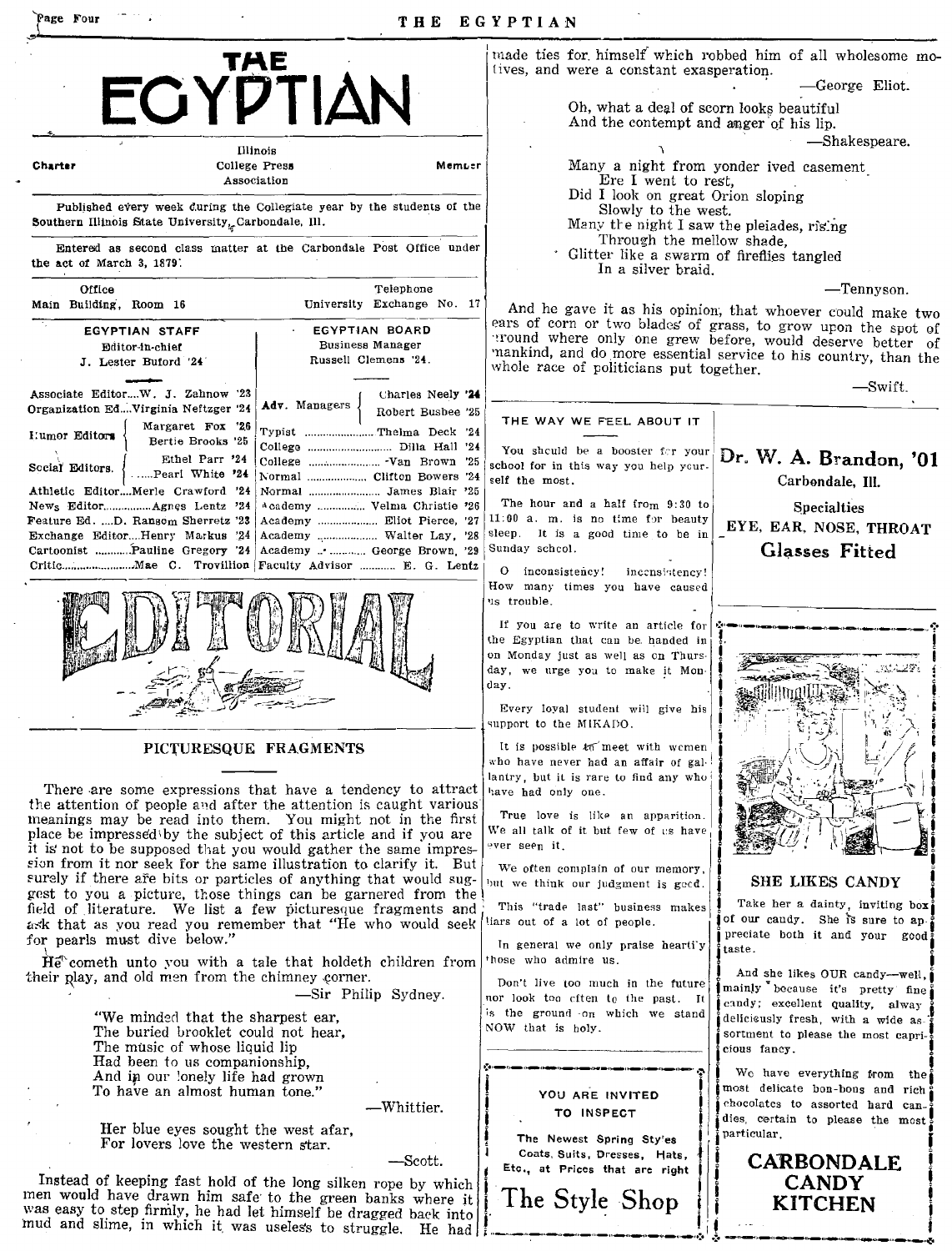# THE EGYPTIAN

Charter — Illinois College Press Association — Member

Published every week during the Collegiate year by the students of the Southern Illinois State University, Carbondale, Ill.

Entered as second class matter at the Carbondale Post Office under the act of March 3, 1879.

Office: Main Building, Room 16 — Telephone: University Exchange No. 17

| EGYPTIAN STAFF | | EGYPTIAN BOARD | |
|---|---|---|---|
| Editor-in-chief | J. Lester Buford '24 | Business Manager | Russell Clemens '24 |
| Associate Editor | W. J. Zahnow '23 | Adv. Managers | Charles Neely '24 |
| Organization Ed. | Virginia Neftzger '24 | | Robert Busbee '25 |
| Humor Editors | Margaret Fox '26 | Typist | Thelma Deck '24 |
| | Bertie Brooks '25 | College | Dilla Hall '24 |
| Social Editors | Ethel Parr '24 | College | Van Brown '25 |
| | Pearl White '24 | Normal | Clifton Bowers '24 |
| Athletic Editor | Merle Crawford '24 | Normal | James Blair '25 |
| News Editor | Agnes Lentz '24 | Academy | Velma Christie '26 |
| Feature Ed. | D. Ransom Sherretz '23 | Academy | Eliot Pierce, '27 |
| Exchange Editor | Henry Markus '24 | Academy | Walter Lay, '28 |
| Cartoonist | Pauline Gregory '24 | Academy | George Brown, '29 |
| Critic | Mae C. Trovillion | Faculty Advisor | E. G. Lentz |

## EDITORIAL

### PICTURESQUE FRAGMENTS

There are some expressions that have a tendency to attract the attention of people and after the attention is caught various meanings may be read into them. You might not in the first place be impressed by the subject of this article and if you are it is not to be supposed that you would gather the same impression from it nor seek for the same illustration to clarify it. But surely if there are bits or particles of anything that would suggest to you a picture, those things can be garnered from the field of literature. We list a few picturesque fragments and ask that as you read you remember that "He who would seek for pearls must dive below."

He cometh unto you with a tale that holdeth children from their play, and old men from the chimney corner.

—Sir Philip Sydney.

"We minded that the sharpest ear,
The buried brooklet could not hear,
The music of whose liquid lip
Had been to us companionship,
And in our lonely life had grown
To have an almost human tone."

—Whittier.

Her blue eyes sought the west afar,
For lovers love the western star.

—Scott.

Instead of keeping fast hold of the long silken rope by which men would have drawn him safe to the green banks where it was easy to step firmly, he had let himself be dragged back into mud and slime, in which it was useless to struggle. He had made ties for himself which robbed him of all wholesome motives, and were a constant exasperation.

—George Eliot.

Oh, what a deal of scorn looks beautiful
And the contempt and anger of his lip.

—Shakespeare.

Many a night from yonder ived casement
Ere I went to rest,
Did I look on great Orion sloping
Slowly to the west.
Many the night I saw the pleiades, rising
Through the mellow shade,
Glitter like a swarm of fireflies tangled
In a silver braid.

—Tennyson.

And he gave it as his opinion, that whoever could make two ears of corn or two blades of grass, to grow upon the spot of ground where only one grew before, would deserve better of mankind, and do more essential service to his country, than the whole race of politicians put together.

—Swift.

### THE WAY WE FEEL ABOUT IT

You should be a booster for your school for in this way you help yourself the most.

The hour and a half from 9:30 to 11:00 a. m. is no time for beauty sleep. It is a good time to be in Sunday school.

O inconsistency! inconsistency! How many times you have caused us trouble.

If you are to write an article for the Egyptian that can be handed in on Monday just as well as on Thursday, we urge you to make it Monday.

Every loyal student will give his support to the MIKADO.

It is possible to meet with women who have never had an affair of gallantry, but it is rare to find any who have had only one.

True love is like an apparition. We all talk of it but few of us have ever seen it.

We often complain of our memory, but we think our judgment is good.

This "trade last" business makes liars out of a lot of people.

In general we only praise heartily those who admire us.

Don't live too much in the future nor look too often to the past. It is the ground on which we stand NOW that is holy.

---

YOU ARE INVITED TO INSPECT

The Newest Spring Styles Coats, Suits, Dresses, Hats, Etc., at Prices that are right

**The Style Shop**

---

**Dr. W. A. Brandon, '01**
Carbondale, Ill.
Specialties
EYE, EAR, NOSE, THROAT
**Glasses Fitted**

---

**SHE LIKES CANDY**

Take her a dainty, inviting box of our candy. She is sure to appreciate both it and your good taste.

And she likes OUR candy—well, mainly because it's pretty fine candy; excellent quality, alway deliciously fresh, with a wide assortment to please the most capricious fancy.

We have everything from the most delicate bon-bons and rich chocolates to assorted hard candies, certain to please the most particular.

**CARBONDALE CANDY KITCHEN**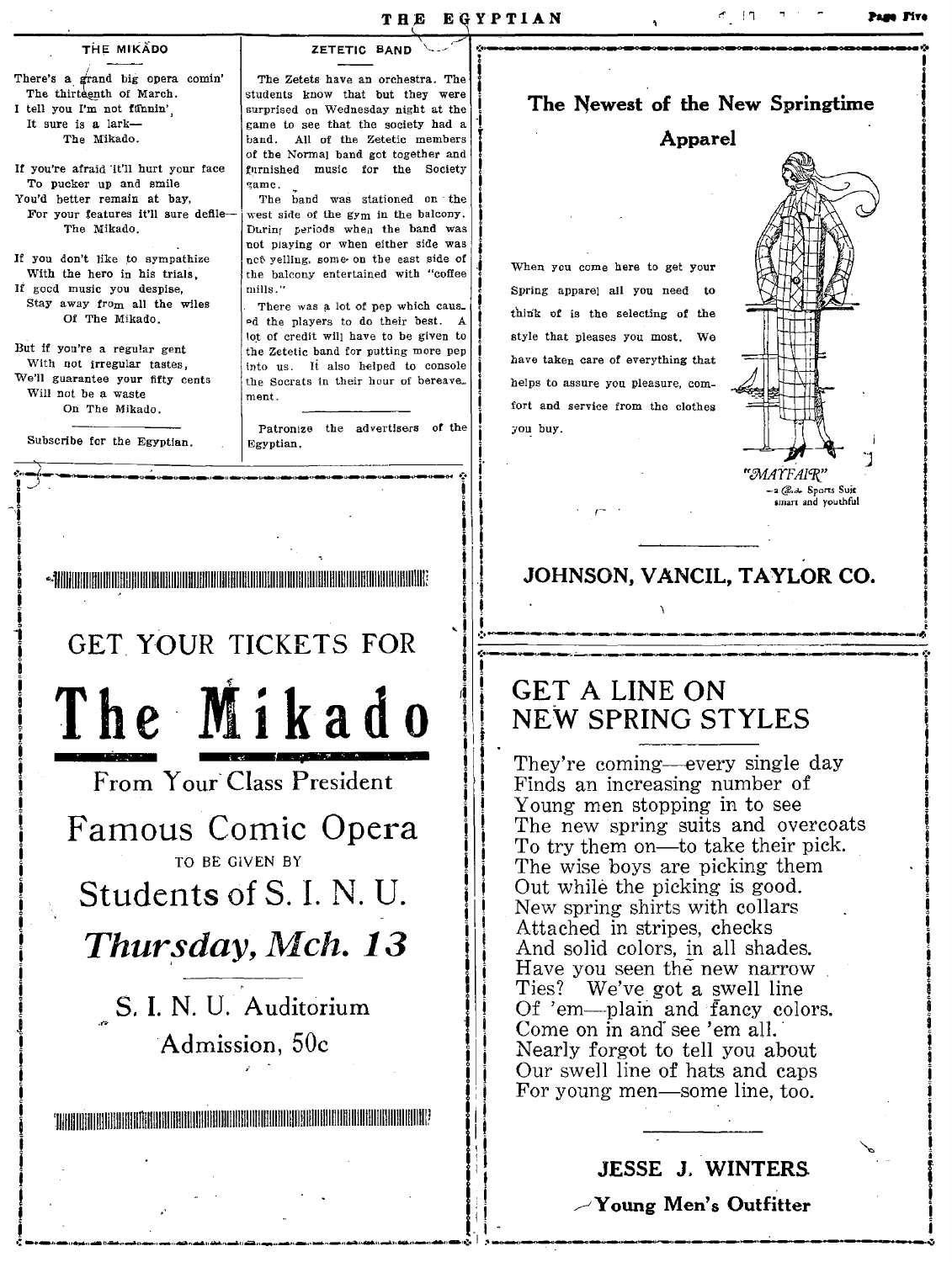## THE MIKADO

There's a grand big opera comin'
The thirteenth of March.
I tell you I'm not funnin',
It sure is a lark—
The Mikado.

If you're afraid it'll hurt your face
To pucker up and smile
You'd better remain at bay,
For your features it'll sure defile—
The Mikado.

If you don't like to sympathize
With the hero in his trials,
If good music you despise,
Stay away from all the wiles
Of The Mikado.

But if you're a regular gent
With not irregular tastes,
We'll guarantee your fifty cents
Will not be a waste
On The Mikado.

Subscribe for the Egyptian.

## ZETETIC BAND

The Zetets have an orchestra. The students know that but they were surprised on Wednesday night at the game to see that the society had a band. All of the Zetetic members of the Normal band got together and furnished music for the Society game.

The band was stationed on the west side of the gym in the balcony. During periods when the band was not playing or when either side was not yelling, some on the east side of the balcony entertained with "coffee mills."

There was a lot of pep which caused the players to do their best. A lot of credit will have to be given to the Zetetic band for putting more pep into us. It also helped to console the Socrats in their hour of bereavement.

Patronize the advertisers of the Egyptian.

---

GET YOUR TICKETS FOR

# The Mikado

From Your Class President

Famous Comic Opera

TO BE GIVEN BY

Students of S. I. N. U.

***Thursday, Mch. 13***

S. I. N. U. Auditorium

Admission, 50c

---

**The Newest of the New Springtime Apparel**

When you come here to get your Spring apparel all you need to think of is the selecting of the style that pleases you most. We have taken care of everything that helps to assure you pleasure, comfort and service from the clothes you buy.

"MAYFAIR"
—a Sports Suit smart and youthful

**JOHNSON, VANCIL, TAYLOR CO.**

---

## GET A LINE ON NEW SPRING STYLES

They're coming—every single day
Finds an increasing number of
Young men stopping in to see
The new spring suits and overcoats
To try them on—to take their pick.
The wise boys are picking them
Out while the picking is good.
New spring shirts with collars
Attached in stripes, checks
And solid colors, in all shades.
Have you seen the new narrow
Ties? We've got a swell line
Of 'em—plain and fancy colors.
Come on in and see 'em all.
Nearly forgot to tell you about
Our swell line of hats and caps
For young men—some line, too.

**JESSE J. WINTERS**

**Young Men's Outfitter**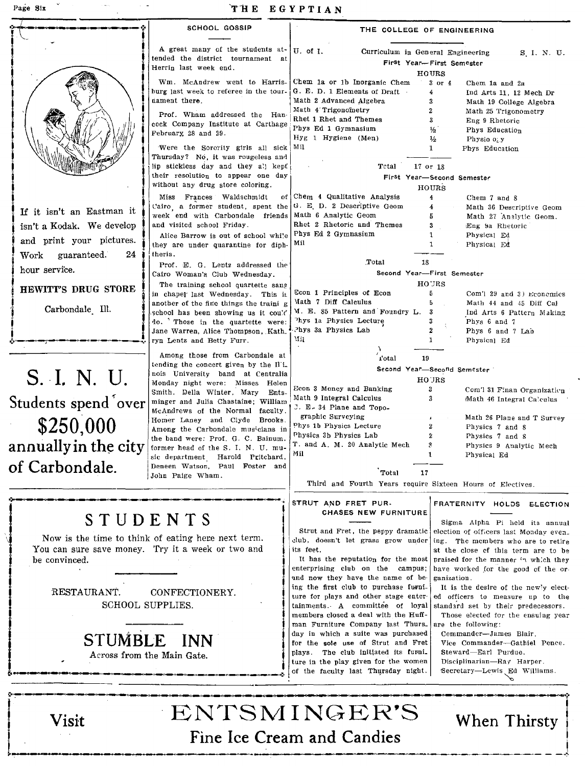If it isn't an Eastman it isn't a Kodak. We develop and print your pictures. Work guaranteed. 24 hour service.

**HEWITT'S DRUG STORE**

Carbondale, Ill.

# S. I. N. U.

## Students spend over $250,000 annually in the city of Carbondale.

## SCHOOL GOSSIP

A great many of the students attended the district tournament at Herrin last week end.

Wm. McAndrew went to Harrisburg last week to referee in the tournament there.

Prof. Wham addressed the Hancock Company Institute at Carthage February 28 and 29.

Were the Sorority girls all sick Thursday? No, it was rougeless and lip stickless day and they all kept their resolution to appear one day without any drug store coloring.

Miss Frances Waldschmidt of Cairo, a former student, spent the week end with Carbondale friends and visited school Friday.

Alice Barrow is out of school while they are under quarantine for diphtheria.

Prof. E. G. Lentz addressed the Cairo Woman's Club Wednesday.

The training school quartette sang in chapel last Wednesday. This is another of the fine things the training school has been showing us it could do. Those in the quartette were: Jane Warren, Alice Thompson, Kathryn Lentz and Betty Furr.

Among those from Carbondale attending the concert given by the Illinois University band at Centralia Monday night were: Misses Helen Smith, Della Winter, Mary Entsminger and Julia Chastaine; William McAndrews of the Normal faculty, Homer Laney and Clyde Brooks. Among the Carbondale musicians in the band were: Prof. G. C. Bainum, former head of the S. I. N. U. music department, Harold Pritchard, Deneen Watson, Paul Foster and John Paige Wham.

## THE COLLEGE OF ENGINEERING

Curriculum in General Engineering

**First Year—First Semester**

| U. of I. | Hours | S. I. N. U. |
|---|---|---|
| Chem 1a or 1b Inorganic Chem | 3 or 4 | Chem 1a and 2a |
| G. E. D. 1 Elements of Draft | 4 | Ind Arts 11, 12 Mech Dr |
| Math 2 Advanced Algebra | 3 | Math 19 College Algebra |
| Math 4 Trigonometry | 2 | Math 25 Trigonometry |
| Rhet 1 Rhet and Themes | 3 | Eng 9 Rhetoric |
| Phys Ed 1 Gymnasium | ½ | Phys Education |
| Hyg 1 Hygiene (Men) | ½ | Physiology |
| Mil | 1 | Phys Education |
| Total | 17 or 18 | |

**First Year—Second Semester**

| U. of I. | Hours | S. I. N. U. |
|---|---|---|
| Chem 4 Qualitative Analysis | 4 | Chem 7 and 8 |
| G. E. D. 2 Descriptive Geom | 4 | Math 36 Descriptive Geom |
| Math 6 Analytic Geom | 5 | Math 27 Analytic Geom. |
| Rhet 2 Rhetoric and Themes | 3 | Eng 9a Rhetoric |
| Phys Ed 2 Gymnasium | 1 | Physical Ed |
| Mil | 1 | Physical Ed |
| Total | 18 | |

**Second Year—First Semester**

| U. of I. | Hours | S. I. N. U. |
|---|---|---|
| Econ 1 Principles of Econ | 5 | Com'l 29 and 30 Economics |
| Math 7 Diff Calculus | 5 | Math 44 and 45 Diff Cal |
| M. E. 85 Pattern and Foundry L. | 3 | Ind Arts 6 Pattern Making |
| Phys 1a Physics Lecture | 3 | Phys 6 and 7 |
| Phys 3a Physics Lab | 2 | Phys 6 and 7 Lab |
| Mil | 1 | Physical Ed |
| Total | 19 | |

**Second Year—Second Semester**

| U. of I. | Hours | S. I. N. U. |
|---|---|---|
| Econ 3 Money and Banking | 3 | Com'l 31 Finan Organization |
| Math 9 Integral Calculus | 3 | Math 46 Integral Calculus |
| C. E. 34 Plane and Topographic Surveying | | Math 26 Plane and T Survey |
| Phys 1b Physics Lecture | 2 | Physics 7 and 8 |
| Physics 3b Physics Lab | 2 | Physics 7 and 8 |
| T. and A. M. 20 Analytic Mech | 3 | Physics 9 Analytic Mech |
| Mil | 1 | Physical Ed |
| Total | 17 | |

Third and Fourth Years require Sixteen Hours of Electives.

# STUDENTS

Now is the time to think of eating here next term. You can sure save money. Try it a week or two and be convinced.

RESTAURANT. CONFECTIONERY.
SCHOOL SUPPLIES.

## STUMBLE INN

Across from the Main Gate.

## STRUT AND FRET PURCHASES NEW FURNITURE

Strut and Fret, the peppy dramatic club, doesn't let grass grow under its feet.

It has the reputation for the most enterprising club on the campus; and now they have the name of being the first club to purchase furniture for plays and other stage entertainments. A committee of loyal members closed a deal with the Huffman Furniture Company last Thursday in which a suite was purchased for the sole use of Strut and Fret plays. The club initiated its furniture in the play given for the women of the faculty last Thursday night.

## FRATERNITY HOLDS ELECTION

Sigma Alpha Pi held its annual election of officers last Monday evening. The members who are to retire at the close of this term are to be praised for the manner in which they have worked for the good of the organization.

It is the desire of the newly elected officers to measure up to the standard set by their predecessors.

Those elected for the ensuing year are the following:

Commander—James Blair.
Vice Commander—Gathiel Pence.
Steward—Earl Purdue.
Disciplinarian—Ray Harper.
Secretary—Lewis Ed Williams.

Visit **ENTSMINGER'S** When Thirsty

Fine Ice Cream and Candies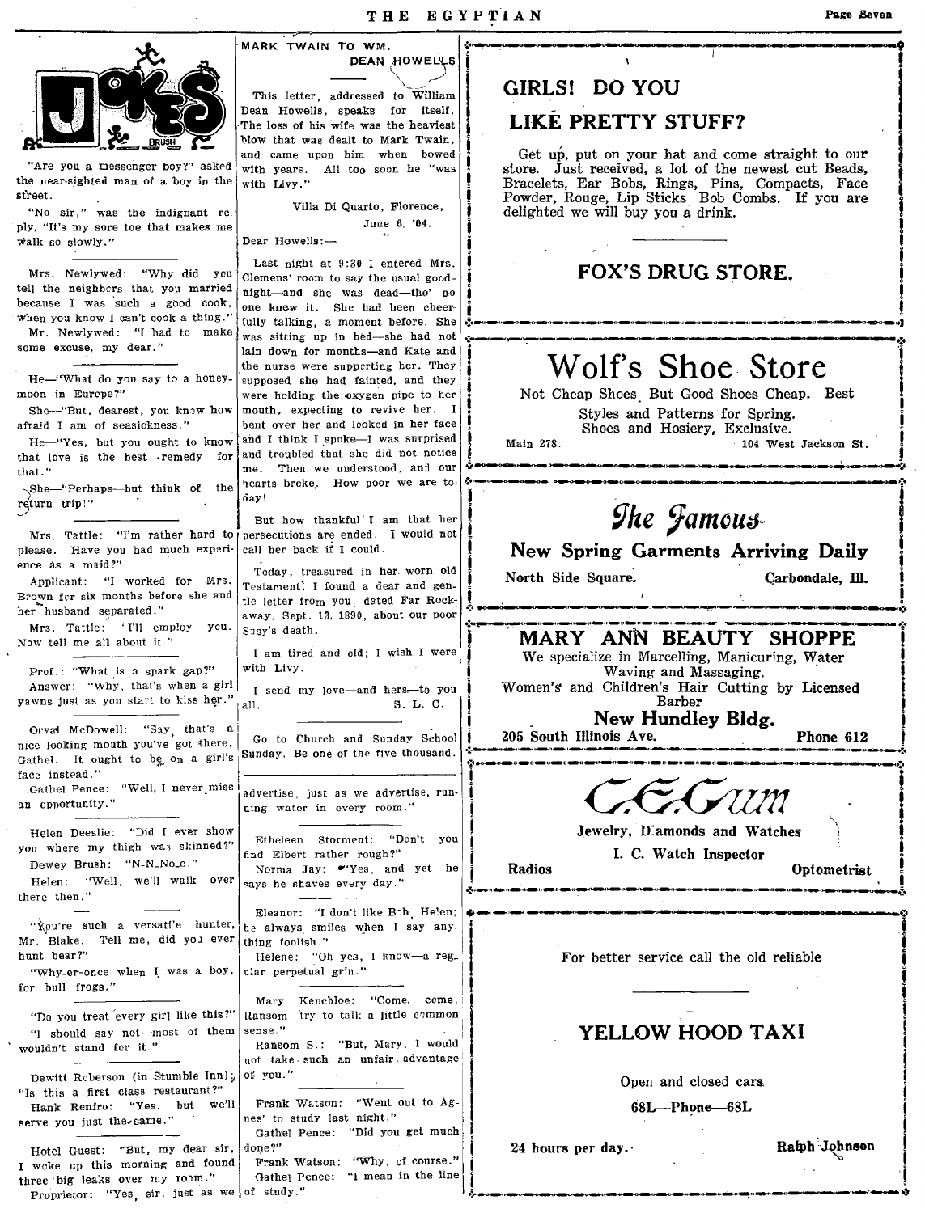# JOKES

"Are you a messenger boy?" asked the near-sighted man of a boy in the street.

"No sir," was the indignant reply. "It's my sore toe that makes me walk so slowly."

---

Mrs. Newlywed: "Why did you tell the neighbors that you married because I was such a good cook, when you know I can't cook a thing."

Mr. Newlywed: "I had to make some excuse, my dear."

---

He—"What do you say to a honeymoon in Europe?"

She—"But, dearest, you know how afraid I am of seasickness."

He—"Yes, but you ought to know that love is the best remedy for that."

She—"Perhaps—but think of the return trip!"

---

Mrs. Tattle: "I'm rather hard to please. Have you had much experience as a maid?"

Applicant: "I worked for Mrs. Brown for six months before she and her husband separated."

Mrs. Tattle: "I'll employ you. Now tell me all about it."

---

Prof.: "What is a spark gap?"

Answer: "Why, that's when a girl yawns just as you start to kiss her."

---

Orval McDowell: "Say, that's a nice looking mouth you've got there, Gathel. It ought to be on a girl's face instead."

Gathel Pence: "Well, I never miss an opportunity."

---

Helen Deeslie: "Did I ever show you where my thigh was skinned?"

Dewey Brush: "N-N-No-o."

Helen: "Well, we'll walk over there then."

---

"You're such a versatile hunter, Mr. Blake. Tell me, did you ever hunt bear?"

"Why-er-once when I was a boy, for bull frogs."

---

"Do you treat every girl like this?"

"I should say not—most of them wouldn't stand for it."

---

Dewitt Roberson (in Stumble Inn): "Is this a first class restaurant?"

Hank Renfro: "Yes, but we'll serve you just the same."

---

Hotel Guest: "But, my dear sir, I woke up this morning and found three big leaks over my room."

Proprietor: "Yes, sir, just as we advertise, just as we advertise, running water in every room."

---

## MARK TWAIN TO WM. DEAN HOWELLS

This letter, addressed to William Dean Howells, speaks for itself. The loss of his wife was the heaviest blow that was dealt to Mark Twain, and came upon him when bowed with years. All too soon he "was with Livy."

Villa Di Quarto, Florence,
June 6, '04.

Dear Howells:—

Last night at 9:30 I entered Mrs. Clemens' room to say the usual good-night—and she was dead—tho' no one knew it. She had been cheerfully talking, a moment before. She was sitting up in bed—she had not lain down for months—and Kate and the nurse were supporting her. They supposed she had fainted, and they were holding the oxygen pipe to her mouth, expecting to revive her. I bent over her and looked in her face and I think I spoke—I was surprised and troubled that she did not notice me. Then we understood, and our hearts broke. How poor we are today!

But how thankful I am that her persecutions are ended. I would not call her back if I could.

Today, treasured in her worn old Testament, I found a dear and gentle letter from you, dated Far Rockaway, Sept. 13, 1890, about our poor Susy's death.

I am tired and old; I wish I were with Livy.

I send my love—and hers—to you all.

S. L. C.

---

Go to Church and Sunday School Sunday. Be one of the five thousand.

---

Etheleen Storment: "Don't you find Elbert rather rough?"

Norma Jay: "Yes, and yet he says he shaves every day."

---

Eleanor: "I don't like Bob, Helen; he always smiles when I say anything foolish."

Helene: "Oh yes, I know—a regular perpetual grin."

---

Mary Kenchloe: "Come, come, Ransom—try to talk a little common sense."

Ransom S.: "But, Mary, I would not take such an unfair advantage of you."

---

Frank Watson: "Went out to Agnes' to study last night."

Gathel Pence: "Did you get much done?"

Frank Watson: "Why, of course."

Gathel Pence: "I mean in the line of study."

---

## GIRLS! DO YOU LIKE PRETTY STUFF?

Get up, put on your hat and come straight to our store. Just received, a lot of the newest cut Beads, Bracelets, Ear Bobs, Rings, Pins, Compacts, Face Powder, Rouge, Lip Sticks, Bob Combs. If you are delighted we will buy you a drink.

**FOX'S DRUG STORE.**

---

## Wolf's Shoe Store

Not Cheap Shoes But Good Shoes Cheap. Best Styles and Patterns for Spring. Shoes and Hosiery, Exclusive.

Main 278. 104 West Jackson St.

---

## The Famous

**New Spring Garments Arriving Daily**

North Side Square. Carbondale, Ill.

---

## MARY ANN BEAUTY SHOPPE

We specialize in Marcelling, Manicuring, Water Waving and Massaging.

Women's and Children's Hair Cutting by Licensed Barber

**New Hundley Bldg.**

205 South Illinois Ave. Phone 612

---

## C. E. Gum

Jewelry, Diamonds and Watches

I. C. Watch Inspector

Radios Optometrist

---

For better service call the old reliable

## YELLOW HOOD TAXI

Open and closed cars

68L—Phone—68L

24 hours per day. Ralph Johnson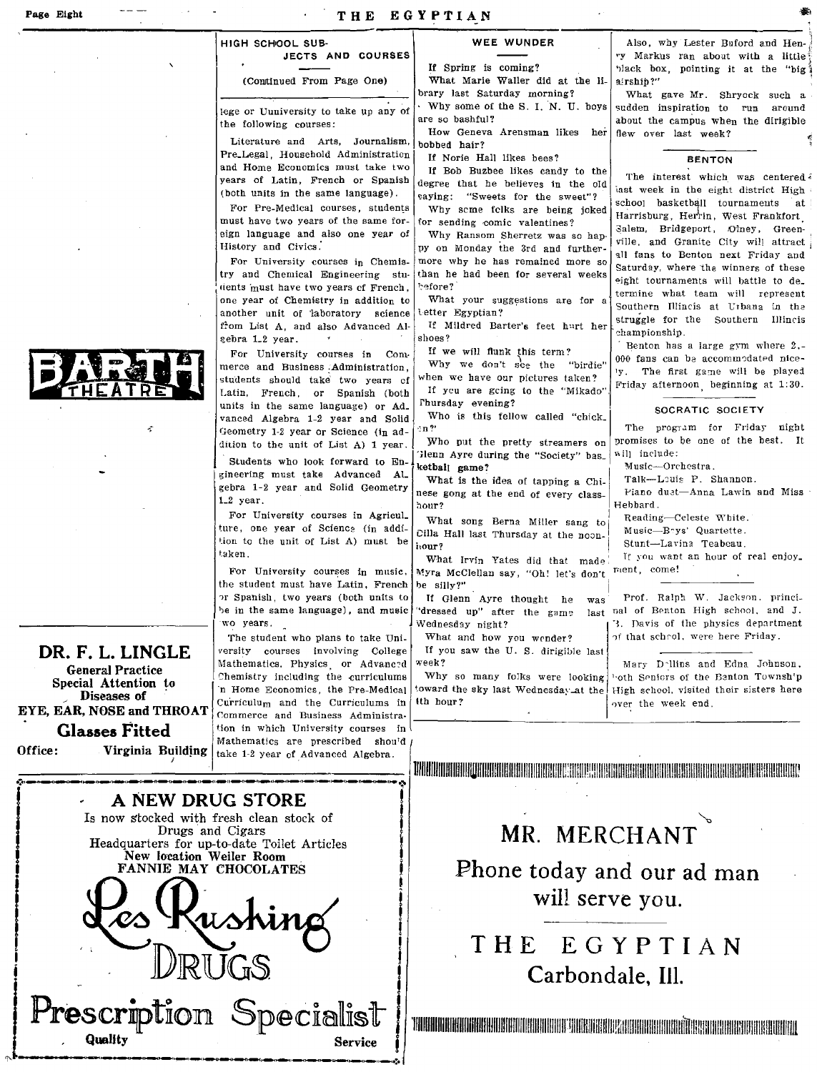## HIGH SCHOOL SUBJECTS AND COURSES

(Continued From Page One)

lege or Uuniversity to take up any of the following courses:

Literature and Arts, Journalism, Pre-Legal, Household Administration and Home Economics must take two years of Latin, French or Spanish (both units in the same language).

For Pre-Medical courses, students must have two years of the same foreign language and also one year of History and Civics.

For University courses in Chemistry and Chemical Engineering students must have two years of French, one year of Chemistry in addition to another unit of laboratory science from List A, and also Advanced Algebra 1-2 year.

For University courses in Commerce and Business Administration, students should take two years of Latin, French, or Spanish (both units in the same language) or Advanced Algebra 1-2 year and Solid Geometry 1-2 year or Science (in addition to the unit of List A) 1 year.

Students who look forward to Engineering must take Advanced Algebra 1-2 year and Solid Geometry 1-2 year.

For University courses in Agriculture, one year of Science (in addition to the unit of List A) must be taken.

For University courses in music, the student must have Latin, French or Spanish, two years (both units to be in the same language), and music two years.

The student who plans to take University courses involving College Mathematics, Physics, or Advanced Chemistry including the curriculums in Home Economics, the Pre-Medical Curriculum and the Curriculums in Commerce and Business Administration in which University courses in Mathematics are prescribed should take 1-2 year of Advanced Algebra.

## WEE WUNDER

If Spring is coming?

What Marie Waller did at the library last Saturday morning?

Why some of the S. I. N. U. boys are so bashful?

How Geneva Arensman likes her bobbed hair?

If Norie Hall likes bees?

If Bob Buzbee likes candy to the degree that he believes in the old saying: "Sweets for the sweet"?

Why some folks are being joked for sending comic valentines?

Why Ransom Sherretz was so happy on Monday the 3rd and furthermore why he has remained more so than he had been for several weeks before?

What your suggestions are for a better Egyptian?

If Mildred Barter's feet hurt her shoes?

If we will flunk this term?

Why we don't see the "birdie" when we have our pictures taken?

If you are going to the "Mikado" Thursday evening?

Who is this fellow called "chicken?"

Who put the pretty streamers on Glenn Ayre during the "Society" basketball game?

What is the idea of tapping a Chinese gong at the end of every class-hour?

What song Berna Miller sang to Cilla Hall last Thursday at the noon-hour?

What Irvin Yates did that made Myra McClellan say, "Oh! let's don't be silly?"

If Glenn Ayre thought he was "dressed up" after the game last Wednesday night?

What and how you wonder?

If you saw the U. S. dirigible last week?

Why so many folks were looking toward the sky last Wednesday at the 4th hour?

Also, why Lester Buford and Henry Markus ran about with a little black box, pointing it at the "big airship?"

What gave Mr. Shryock such a sudden inspiration to run around about the campus when the dirigible flew over last week?

## BENTON

The interest which was centered last week in the eight district High school basketball tournaments at Harrisburg, Herrin, West Frankfort, Salem, Bridgeport, Olney, Greenville, and Granite City will attract all fans to Benton next Friday and Saturday, where the winners of these eight tournaments will battle to determine what team will represent Southern Illinois at Urbana in the struggle for the Southern Illinois championship.

Benton has a large gym where 2,000 fans can be accommodated nicely. The first game will be played Friday afternoon, beginning at 1:30.

## SOCRATIC SOCIETY

The program for Friday night promises to be one of the best. It will include:

Music—Orchestra.
Talk—Louis P. Shannon.
Piano duet—Anna Lawin and Miss Hebbard.
Reading—Celeste White.
Music—Boys' Quartette.
Stunt—Lavina Teabeau.

If you want an hour of real enjoyment, come!

Prof. Ralph W. Jackson, principal of Benton High school, and J. B. Davis of the physics department of that school, were here Friday.

Mary Dollins and Edna Johnson, both Seniors of the Benton Township High school, visited their sisters here over the week end.

---

**BARTH THEATRE**

---

**DR. F. L. LINGLE**
General Practice
Special Attention to Diseases of
EYE, EAR, NOSE and THROAT
**Glasses Fitted**
Office: Virginia Building

---

**A NEW DRUG STORE**
Is now stocked with fresh clean stock of Drugs and Cigars
Headquarters for up-to-date Toilet Articles
New location Weiler Room
FANNIE MAY CHOCOLATES

**Les Rushing DRUGS**
**Prescription Specialist**
Quality — Service

---

**MR. MERCHANT**
Phone today and our ad man will serve you.

**THE EGYPTIAN**
Carbondale, Ill.